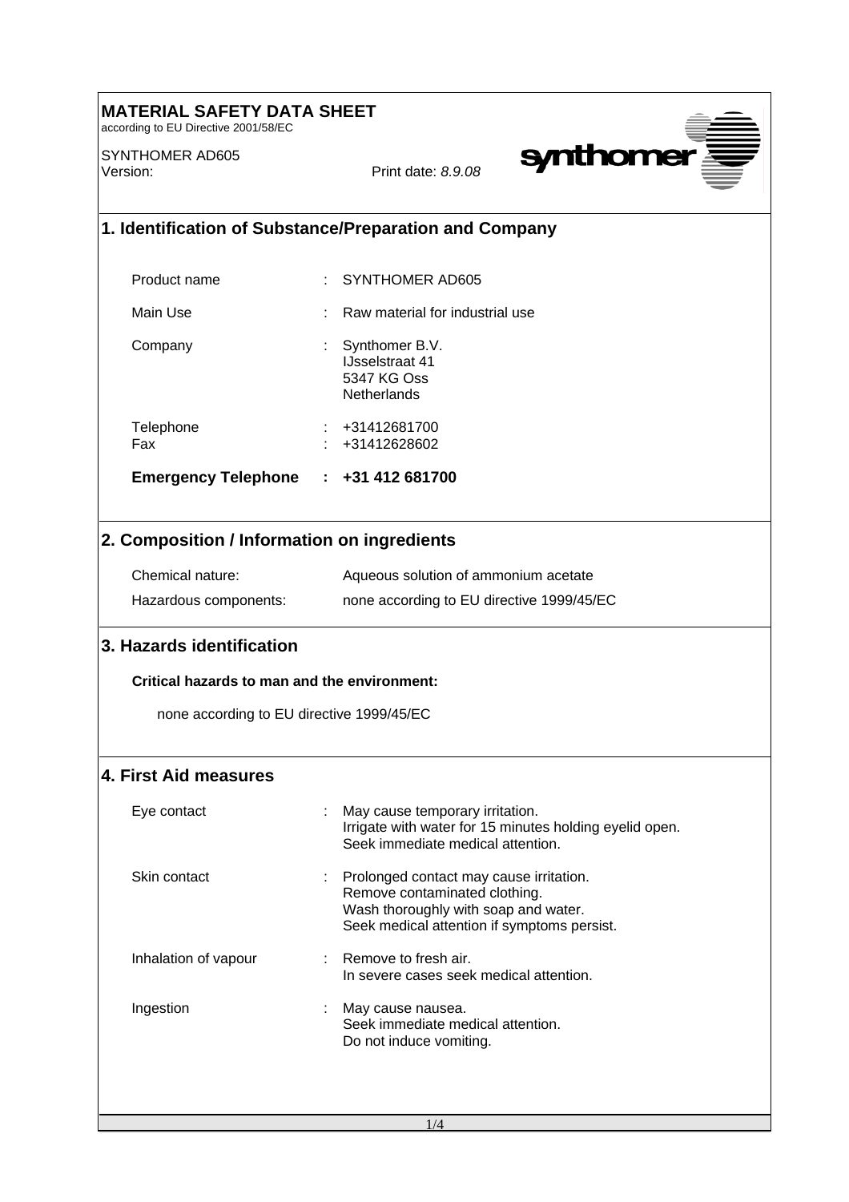# MATERIAL SAFETY DATA SHEET

according to EU Directive 2001/58/EC

SYNTHOMER AD605
Version: Print date: *8.9.08*

## 1. Identification of Substance/Preparation and Company

| | | |
|---|---|---|
| Product name | : | SYNTHOMER AD605 |
| Main Use | : | Raw material for industrial use |
| Company | : | Synthomer B.V.<br>IJsselstraat 41<br>5347 KG Oss<br>Netherlands |
| Telephone | : | +31412681700 |
| Fax | : | +31412628602 |
| **Emergency Telephone** | **:** | **+31 412 681700** |

## 2. Composition / Information on ingredients

| | |
|---|---|
| Chemical nature: | Aqueous solution of ammonium acetate |
| Hazardous components: | none according to EU directive 1999/45/EC |

## 3. Hazards identification

**Critical hazards to man and the environment:**

none according to EU directive 1999/45/EC

## 4. First Aid measures

| | | |
|---|---|---|
| Eye contact | : | May cause temporary irritation.<br>Irrigate with water for 15 minutes holding eyelid open.<br>Seek immediate medical attention. |
| Skin contact | : | Prolonged contact may cause irritation.<br>Remove contaminated clothing.<br>Wash thoroughly with soap and water.<br>Seek medical attention if symptoms persist. |
| Inhalation of vapour | : | Remove to fresh air.<br>In severe cases seek medical attention. |
| Ingestion | : | May cause nausea.<br>Seek immediate medical attention.<br>Do not induce vomiting. |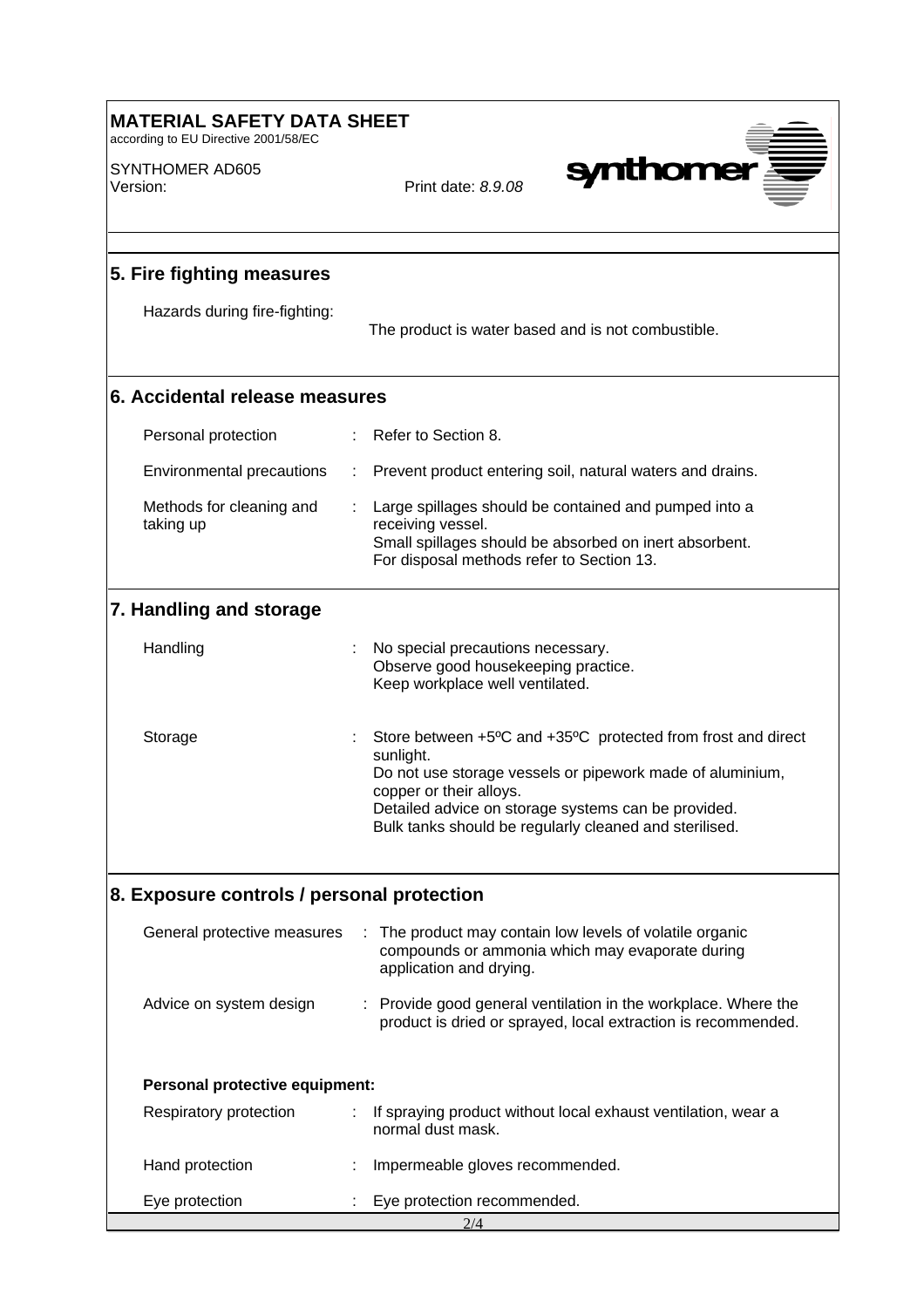## 5. Fire fighting measures

Hazards during fire-fighting: The product is water based and is not combustible.

## 6. Accidental release measures

| | | |
|---|---|---|
| Personal protection | : | Refer to Section 8. |
| Environmental precautions | : | Prevent product entering soil, natural waters and drains. |
| Methods for cleaning and taking up | : | Large spillages should be contained and pumped into a receiving vessel. Small spillages should be absorbed on inert absorbent. For disposal methods refer to Section 13. |

## 7. Handling and storage

| | | |
|---|---|---|
| Handling | : | No special precautions necessary. Observe good housekeeping practice. Keep workplace well ventilated. |
| Storage | : | Store between +5ºC and +35ºC protected from frost and direct sunlight. Do not use storage vessels or pipework made of aluminium, copper or their alloys. Detailed advice on storage systems can be provided. Bulk tanks should be regularly cleaned and sterilised. |

## 8. Exposure controls / personal protection

| | | |
|---|---|---|
| General protective measures | : | The product may contain low levels of volatile organic compounds or ammonia which may evaporate during application and drying. |
| Advice on system design | : | Provide good general ventilation in the workplace. Where the product is dried or sprayed, local extraction is recommended. |

**Personal protective equipment:**

| | | |
|---|---|---|
| Respiratory protection | : | If spraying product without local exhaust ventilation, wear a normal dust mask. |
| Hand protection | : | Impermeable gloves recommended. |
| Eye protection | : | Eye protection recommended. |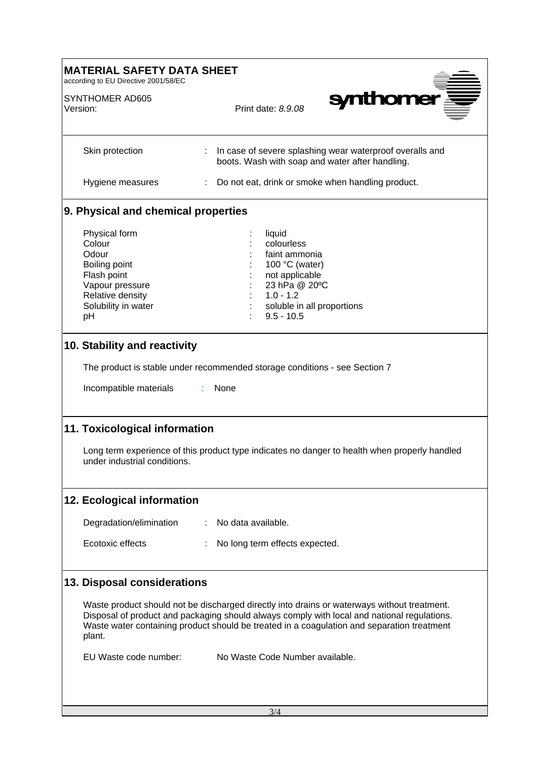Skin protection : In case of severe splashing wear waterproof overalls and boots. Wash with soap and water after handling.

Hygiene measures : Do not eat, drink or smoke when handling product.

## 9. Physical and chemical properties

| | | |
|---|---|---|
| Physical form | : | liquid |
| Colour | : | colourless |
| Odour | : | faint ammonia |
| Boiling point | : | 100 °C (water) |
| Flash point | : | not applicable |
| Vapour pressure | : | 23 hPa @ 20ºC |
| Relative density | : | 1.0 - 1.2 |
| Solubility in water | : | soluble in all proportions |
| pH | : | 9.5 - 10.5 |

## 10. Stability and reactivity

The product is stable under recommended storage conditions - see Section 7

Incompatible materials : None

## 11. Toxicological information

Long term experience of this product type indicates no danger to health when properly handled under industrial conditions.

## 12. Ecological information

Degradation/elimination : No data available.

Ecotoxic effects : No long term effects expected.

## 13. Disposal considerations

Waste product should not be discharged directly into drains or waterways without treatment. Disposal of product and packaging should always comply with local and national regulations. Waste water containing product should be treated in a coagulation and separation treatment plant.

EU Waste code number: No Waste Code Number available.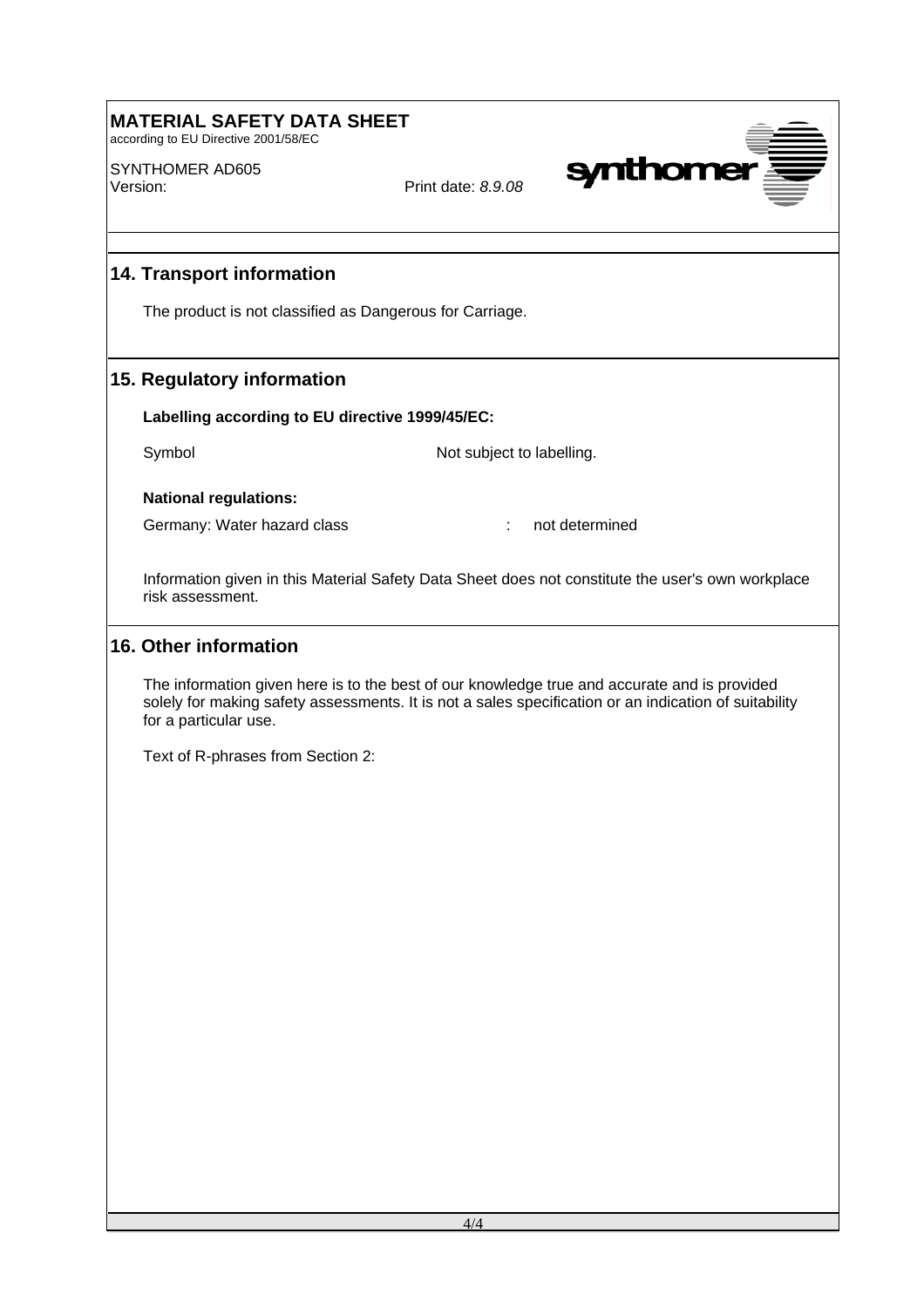## 14. Transport information

The product is not classified as Dangerous for Carriage.

## 15. Regulatory information

**Labelling according to EU directive 1999/45/EC:**

Symbol Not subject to labelling.

**National regulations:**

Germany: Water hazard class : not determined

Information given in this Material Safety Data Sheet does not constitute the user's own workplace risk assessment.

## 16. Other information

The information given here is to the best of our knowledge true and accurate and is provided solely for making safety assessments. It is not a sales specification or an indication of suitability for a particular use.

Text of R-phrases from Section 2: